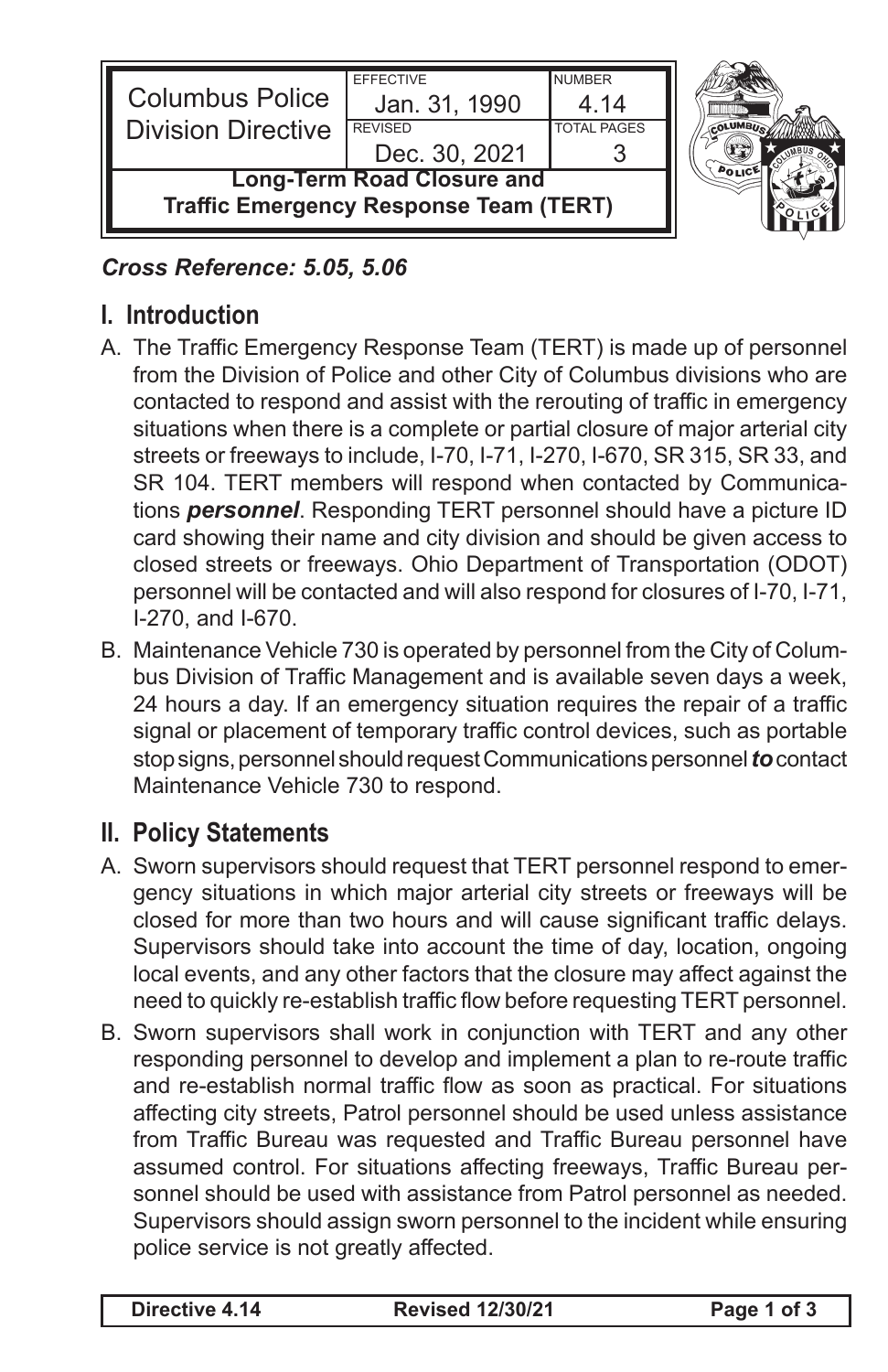| Columbus Police Division Directive | EFFECTIVE Jan. 31, 1990 | NUMBER 4.14 |
| --- | --- | --- |
| | REVISED Dec. 30, 2021 | TOTAL PAGES 3 |

**Long-Term Road Closure and Traffic Emergency Response Team (TERT)**

***Cross Reference: 5.05, 5.06***

## I. Introduction

A. The Traffic Emergency Response Team (TERT) is made up of personnel from the Division of Police and other City of Columbus divisions who are contacted to respond and assist with the rerouting of traffic in emergency situations when there is a complete or partial closure of major arterial city streets or freeways to include, I-70, I-71, I-270, I-670, SR 315, SR 33, and SR 104. TERT members will respond when contacted by Communications ***personnel***. Responding TERT personnel should have a picture ID card showing their name and city division and should be given access to closed streets or freeways. Ohio Department of Transportation (ODOT) personnel will be contacted and will also respond for closures of I-70, I-71, I-270, and I-670.

B. Maintenance Vehicle 730 is operated by personnel from the City of Columbus Division of Traffic Management and is available seven days a week, 24 hours a day. If an emergency situation requires the repair of a traffic signal or placement of temporary traffic control devices, such as portable stop signs, personnel should request Communications personnel ***to*** contact Maintenance Vehicle 730 to respond.

## II. Policy Statements

A. Sworn supervisors should request that TERT personnel respond to emergency situations in which major arterial city streets or freeways will be closed for more than two hours and will cause significant traffic delays. Supervisors should take into account the time of day, location, ongoing local events, and any other factors that the closure may affect against the need to quickly re-establish traffic flow before requesting TERT personnel.

B. Sworn supervisors shall work in conjunction with TERT and any other responding personnel to develop and implement a plan to re-route traffic and re-establish normal traffic flow as soon as practical. For situations affecting city streets, Patrol personnel should be used unless assistance from Traffic Bureau was requested and Traffic Bureau personnel have assumed control. For situations affecting freeways, Traffic Bureau personnel should be used with assistance from Patrol personnel as needed. Supervisors should assign sworn personnel to the incident while ensuring police service is not greatly affected.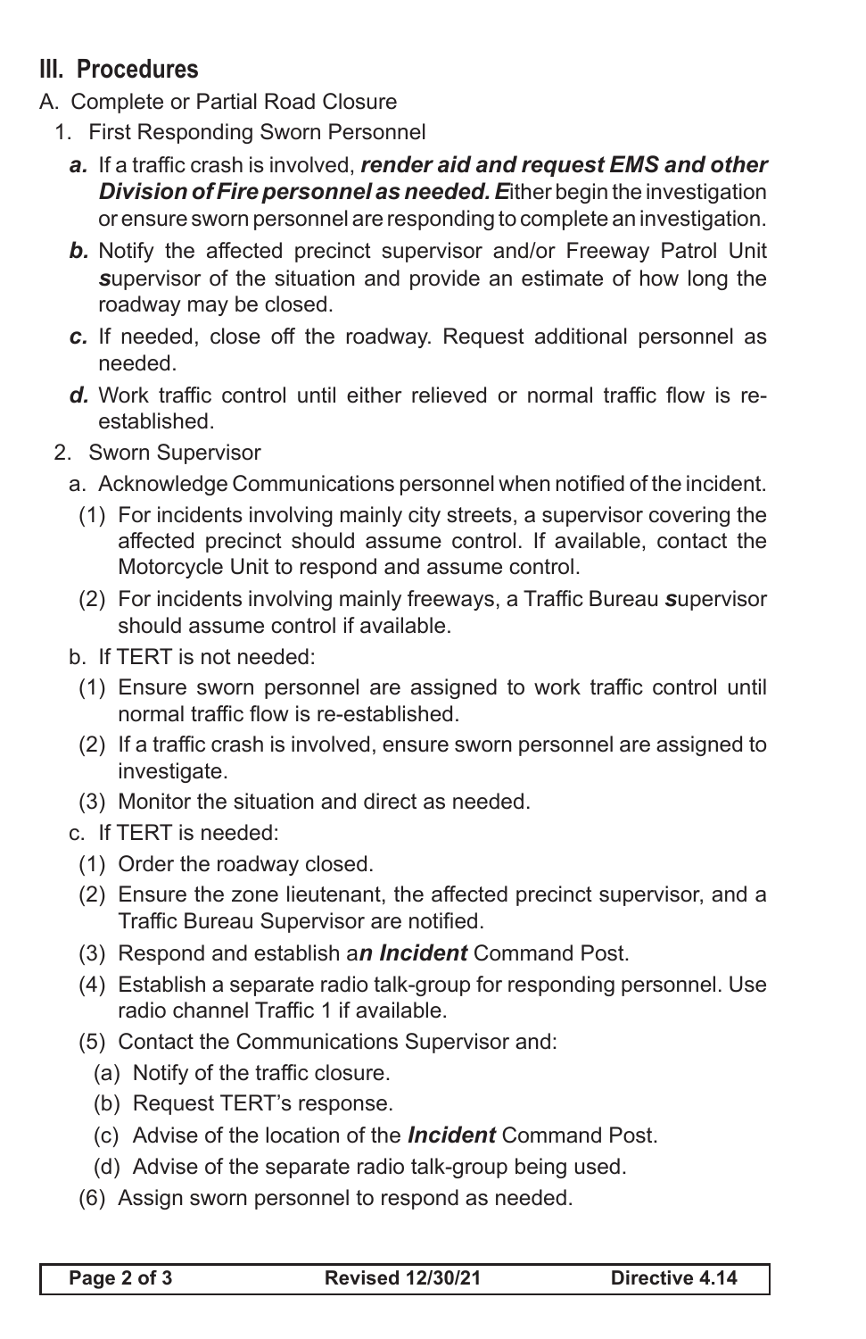## III. Procedures

A. Complete or Partial Road Closure

1. First Responding Sworn Personnel

   ***a.*** If a traffic crash is involved, ***render aid and request EMS and other Division of Fire personnel as needed. E***ither begin the investigation or ensure sworn personnel are responding to complete an investigation.

   ***b.*** Notify the affected precinct supervisor and/or Freeway Patrol Unit ***s***upervisor of the situation and provide an estimate of how long the roadway may be closed.

   ***c.*** If needed, close off the roadway. Request additional personnel as needed.

   ***d.*** Work traffic control until either relieved or normal traffic flow is re-established.

2. Sworn Supervisor

   a. Acknowledge Communications personnel when notified of the incident.

      (1) For incidents involving mainly city streets, a supervisor covering the affected precinct should assume control. If available, contact the Motorcycle Unit to respond and assume control.

      (2) For incidents involving mainly freeways, a Traffic Bureau ***s***upervisor should assume control if available.

   b. If TERT is not needed:

      (1) Ensure sworn personnel are assigned to work traffic control until normal traffic flow is re-established.

      (2) If a traffic crash is involved, ensure sworn personnel are assigned to investigate.

      (3) Monitor the situation and direct as needed.

   c. If TERT is needed:

      (1) Order the roadway closed.

      (2) Ensure the zone lieutenant, the affected precinct supervisor, and a Traffic Bureau Supervisor are notified.

      (3) Respond and establish a***n Incident*** Command Post.

      (4) Establish a separate radio talk-group for responding personnel. Use radio channel Traffic 1 if available.

      (5) Contact the Communications Supervisor and:

         (a) Notify of the traffic closure.

         (b) Request TERT's response.

         (c) Advise of the location of the ***Incident*** Command Post.

         (d) Advise of the separate radio talk-group being used.

      (6) Assign sworn personnel to respond as needed.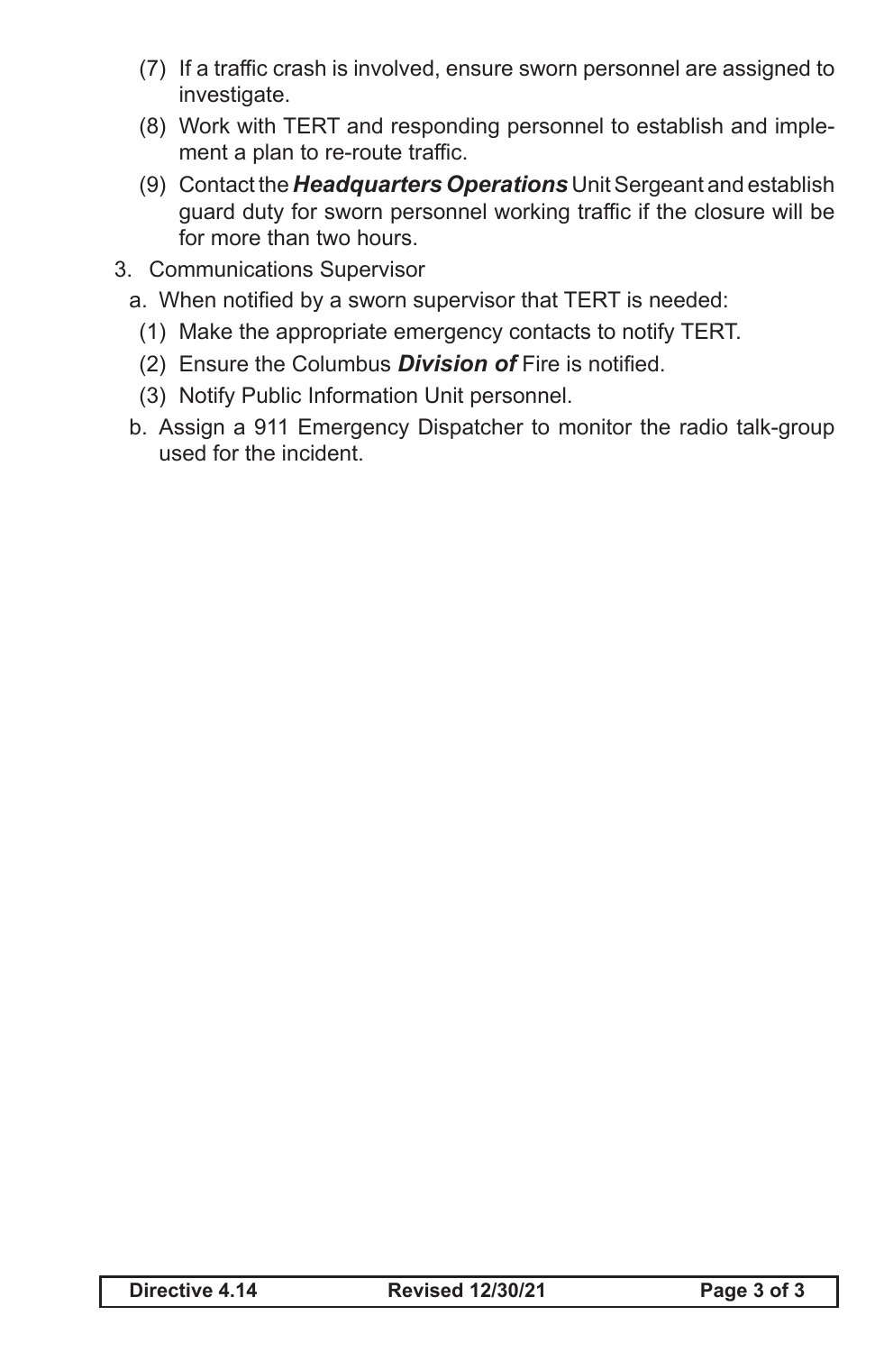(7) If a traffic crash is involved, ensure sworn personnel are assigned to investigate.

(8) Work with TERT and responding personnel to establish and implement a plan to re-route traffic.

(9) Contact the ***Headquarters Operations*** Unit Sergeant and establish guard duty for sworn personnel working traffic if the closure will be for more than two hours.

3. Communications Supervisor

   a. When notified by a sworn supervisor that TERT is needed:

   (1) Make the appropriate emergency contacts to notify TERT.

   (2) Ensure the Columbus ***Division of*** Fire is notified.

   (3) Notify Public Information Unit personnel.

   b. Assign a 911 Emergency Dispatcher to monitor the radio talk-group used for the incident.